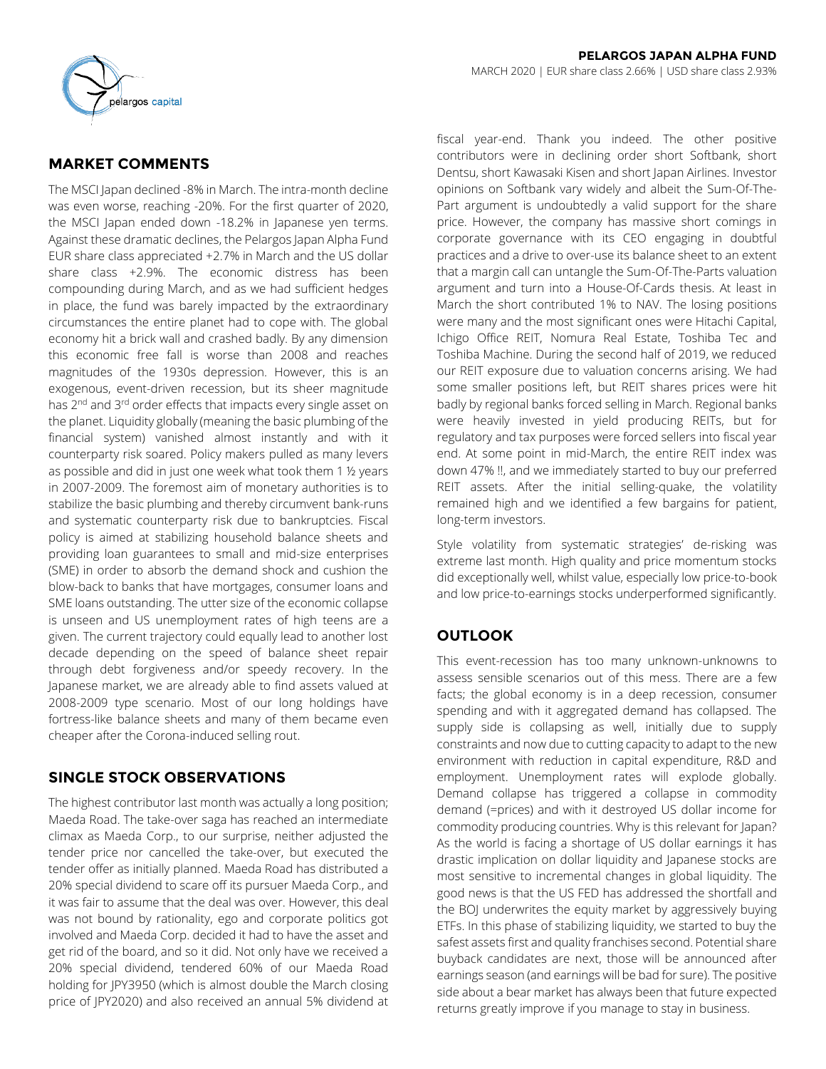**PELARGOS JAPAN ALPHA FUND**

MARCH 2020 | EUR share class 2.66% | USD share class 2.93%

## MARKET COMMENTS

The MSCI Japan declined -8% in March. The intra-month decline was even worse, reaching -20%. For the first quarter of 2020, the MSCI Japan ended down -18.2% in Japanese yen terms. Against these dramatic declines, the Pelargos Japan Alpha Fund EUR share class appreciated +2.7% in March and the US dollar share class +2.9%. The economic distress has been compounding during March, and as we had sufficient hedges in place, the fund was barely impacted by the extraordinary circumstances the entire planet had to cope with. The global economy hit a brick wall and crashed badly. By any dimension this economic free fall is worse than 2008 and reaches magnitudes of the 1930s depression. However, this is an exogenous, event-driven recession, but its sheer magnitude has 2nd and 3rd order effects that impacts every single asset on the planet. Liquidity globally (meaning the basic plumbing of the financial system) vanished almost instantly and with it counterparty risk soared. Policy makers pulled as many levers as possible and did in just one week what took them 1 ½ years in 2007-2009. The foremost aim of monetary authorities is to stabilize the basic plumbing and thereby circumvent bank-runs and systematic counterparty risk due to bankruptcies. Fiscal policy is aimed at stabilizing household balance sheets and providing loan guarantees to small and mid-size enterprises (SME) in order to absorb the demand shock and cushion the blow-back to banks that have mortgages, consumer loans and SME loans outstanding. The utter size of the economic collapse is unseen and US unemployment rates of high teens are a given. The current trajectory could equally lead to another lost decade depending on the speed of balance sheet repair through debt forgiveness and/or speedy recovery. In the Japanese market, we are already able to find assets valued at 2008-2009 type scenario. Most of our long holdings have fortress-like balance sheets and many of them became even cheaper after the Corona-induced selling rout.

## SINGLE STOCK OBSERVATIONS

The highest contributor last month was actually a long position; Maeda Road. The take-over saga has reached an intermediate climax as Maeda Corp., to our surprise, neither adjusted the tender price nor cancelled the take-over, but executed the tender offer as initially planned. Maeda Road has distributed a 20% special dividend to scare off its pursuer Maeda Corp., and it was fair to assume that the deal was over. However, this deal was not bound by rationality, ego and corporate politics got involved and Maeda Corp. decided it had to have the asset and get rid of the board, and so it did. Not only have we received a 20% special dividend, tendered 60% of our Maeda Road holding for JPY3950 (which is almost double the March closing price of JPY2020) and also received an annual 5% dividend at fiscal year-end. Thank you indeed. The other positive contributors were in declining order short Softbank, short Dentsu, short Kawasaki Kisen and short Japan Airlines. Investor opinions on Softbank vary widely and albeit the Sum-Of-The-Part argument is undoubtedly a valid support for the share price. However, the company has massive short comings in corporate governance with its CEO engaging in doubtful practices and a drive to over-use its balance sheet to an extent that a margin call can untangle the Sum-Of-The-Parts valuation argument and turn into a House-Of-Cards thesis. At least in March the short contributed 1% to NAV. The losing positions were many and the most significant ones were Hitachi Capital, Ichigo Office REIT, Nomura Real Estate, Toshiba Tec and Toshiba Machine. During the second half of 2019, we reduced our REIT exposure due to valuation concerns arising. We had some smaller positions left, but REIT shares prices were hit badly by regional banks forced selling in March. Regional banks were heavily invested in yield producing REITs, but for regulatory and tax purposes were forced sellers into fiscal year end. At some point in mid-March, the entire REIT index was down 47% !!, and we immediately started to buy our preferred REIT assets. After the initial selling-quake, the volatility remained high and we identified a few bargains for patient, long-term investors.

Style volatility from systematic strategies' de-risking was extreme last month. High quality and price momentum stocks did exceptionally well, whilst value, especially low price-to-book and low price-to-earnings stocks underperformed significantly.

## OUTLOOK

This event-recession has too many unknown-unknowns to assess sensible scenarios out of this mess. There are a few facts; the global economy is in a deep recession, consumer spending and with it aggregated demand has collapsed. The supply side is collapsing as well, initially due to supply constraints and now due to cutting capacity to adapt to the new environment with reduction in capital expenditure, R&D and employment. Unemployment rates will explode globally. Demand collapse has triggered a collapse in commodity demand (=prices) and with it destroyed US dollar income for commodity producing countries. Why is this relevant for Japan? As the world is facing a shortage of US dollar earnings it has drastic implication on dollar liquidity and Japanese stocks are most sensitive to incremental changes in global liquidity. The good news is that the US FED has addressed the shortfall and the BOJ underwrites the equity market by aggressively buying ETFs. In this phase of stabilizing liquidity, we started to buy the safest assets first and quality franchises second. Potential share buyback candidates are next, those will be announced after earnings season (and earnings will be bad for sure). The positive side about a bear market has always been that future expected returns greatly improve if you manage to stay in business.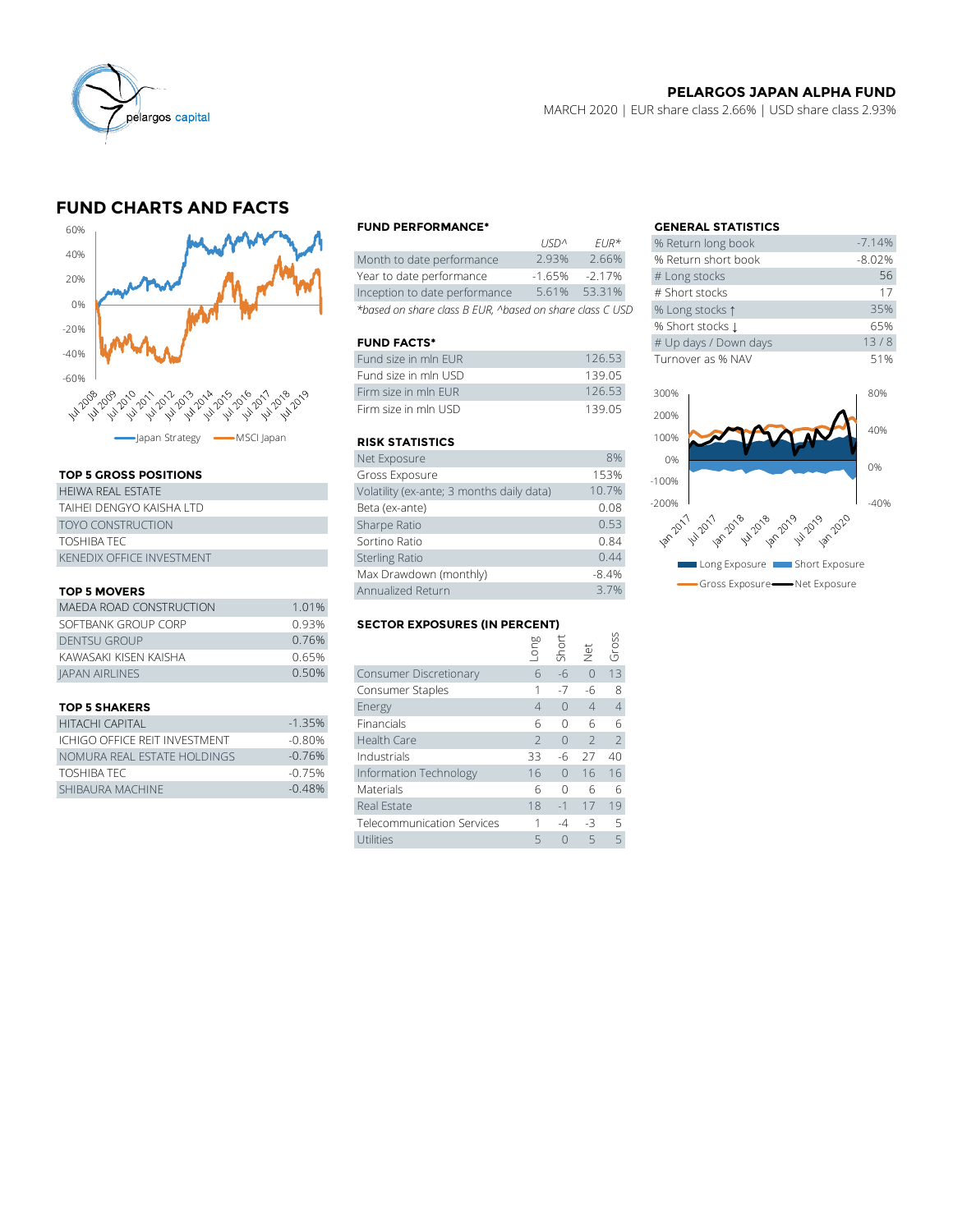**PELARGOS JAPAN ALPHA FUND**

MARCH 2020 | EUR share class 2.66% | USD share class 2.93%

## FUND CHARTS AND FACTS

Japan Strategy — MSCI Japan

### TOP 5 GROSS POSITIONS

| |
|---|
| HEIWA REAL ESTATE |
| TAIHEI DENGYO KAISHA LTD |
| TOYO CONSTRUCTION |
| TOSHIBA TEC |
| KENEDIX OFFICE INVESTMENT |

### TOP 5 MOVERS

| | |
|---|---|
| MAEDA ROAD CONSTRUCTION | 1.01% |
| SOFTBANK GROUP CORP | 0.93% |
| DENTSU GROUP | 0.76% |
| KAWASAKI KISEN KAISHA | 0.65% |
| JAPAN AIRLINES | 0.50% |

### TOP 5 SHAKERS

| | |
|---|---|
| HITACHI CAPITAL | -1.35% |
| ICHIGO OFFICE REIT INVESTMENT | -0.80% |
| NOMURA REAL ESTATE HOLDINGS | -0.76% |
| TOSHIBA TEC | -0.75% |
| SHIBAURA MACHINE | -0.48% |

### FUND PERFORMANCE*

| | USD^ | EUR* |
|---|---|---|
| Month to date performance | 2.93% | 2.66% |
| Year to date performance | -1.65% | -2.17% |
| Inception to date performance | 5.61% | 53.31% |

*based on share class B EUR, ^based on share class C USD

### FUND FACTS*

| | |
|---|---|
| Fund size in mln EUR | 126.53 |
| Fund size in mln USD | 139.05 |
| Firm size in mln EUR | 126.53 |
| Firm size in mln USD | 139.05 |

### RISK STATISTICS

| | |
|---|---|
| Net Exposure | 8% |
| Gross Exposure | 153% |
| Volatility (ex-ante; 3 months daily data) | 10.7% |
| Beta (ex-ante) | 0.08 |
| Sharpe Ratio | 0.53 |
| Sortino Ratio | 0.84 |
| Sterling Ratio | 0.44 |
| Max Drawdown (monthly) | -8.4% |
| Annualized Return | 3.7% |

### SECTOR EXPOSURES (IN PERCENT)

| | Long | Short | Net | Gross |
|---|---|---|---|---|
| Consumer Discretionary | 6 | -6 | 0 | 13 |
| Consumer Staples | 1 | -7 | -6 | 8 |
| Energy | 4 | 0 | 4 | 4 |
| Financials | 6 | 0 | 6 | 6 |
| Health Care | 2 | 0 | 2 | 2 |
| Industrials | 33 | -6 | 27 | 40 |
| Information Technology | 16 | 0 | 16 | 16 |
| Materials | 6 | 0 | 6 | 6 |
| Real Estate | 18 | -1 | 17 | 19 |
| Telecommunication Services | 1 | -4 | -3 | 5 |
| Utilities | 5 | 0 | 5 | 5 |

### GENERAL STATISTICS

| | |
|---|---|
| % Return long book | -7.14% |
| % Return short book | -8.02% |
| # Long stocks | 56 |
| # Short stocks | 17 |
| % Long stocks ↑ | 35% |
| % Short stocks ↓ | 65% |
| # Up days / Down days | 13 / 8 |
| Turnover as % NAV | 51% |

Long Exposure — Short Exposure — Gross Exposure — Net Exposure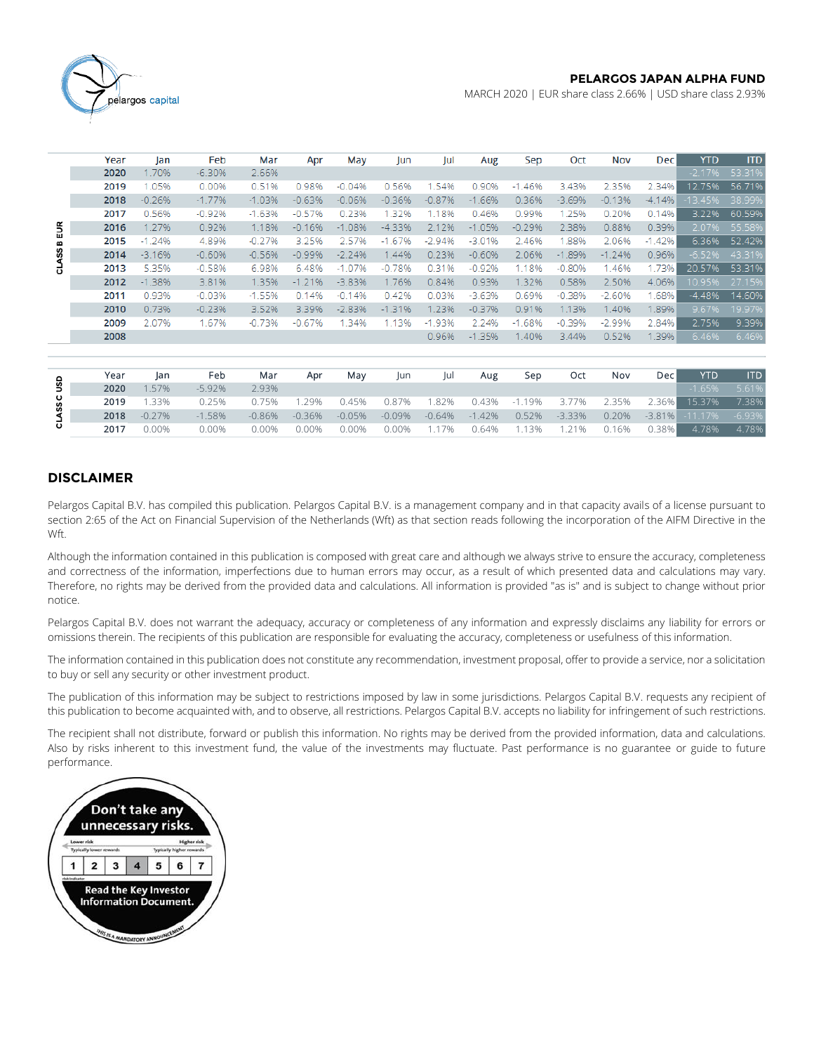**PELARGOS JAPAN ALPHA FUND**

MARCH 2020 | EUR share class 2.66% | USD share class 2.93%

| CLASS B EUR | Year | Jan | Feb | Mar | Apr | May | Jun | Jul | Aug | Sep | Oct | Nov | Dec | YTD | ITD |
|---|---|---|---|---|---|---|---|---|---|---|---|---|---|---|---|
| | 2020 | 1.70% | -6.30% | 2.66% | | | | | | | | | | -2.17% | 53.31% |
| | 2019 | 1.05% | 0.00% | 0.51% | 0.98% | -0.04% | 0.56% | 1.54% | 0.90% | -1.46% | 3.43% | 2.35% | 2.34% | 12.75% | 56.71% |
| | 2018 | -0.26% | -1.77% | -1.03% | -0.63% | -0.06% | -0.36% | -0.87% | -1.66% | 0.36% | -3.69% | -0.13% | -4.14% | -13.45% | 38.99% |
| | 2017 | 0.56% | -0.92% | -1.63% | -0.57% | 0.23% | 1.32% | 1.18% | 0.46% | 0.99% | 1.25% | 0.20% | 0.14% | 3.22% | 60.59% |
| | 2016 | 1.27% | 0.92% | 1.18% | -0.16% | -1.08% | -4.33% | 2.12% | -1.05% | -0.29% | 2.38% | 0.88% | 0.39% | 2.07% | 55.58% |
| | 2015 | -1.24% | 4.89% | -0.27% | 3.25% | 2.57% | -1.67% | -2.94% | -3.01% | 2.46% | 1.88% | 2.06% | -1.42% | 6.36% | 52.42% |
| | 2014 | -3.16% | -0.60% | -0.56% | -0.99% | -2.24% | 1.44% | 0.23% | -0.60% | 2.06% | -1.89% | -1.24% | 0.96% | -6.52% | 43.31% |
| | 2013 | 5.35% | -0.58% | 6.98% | 6.48% | -1.07% | -0.78% | 0.31% | -0.92% | 1.18% | -0.80% | 1.46% | 1.73% | 20.57% | 53.31% |
| | 2012 | -1.38% | 3.81% | 1.35% | -1.21% | -3.83% | 1.76% | 0.84% | 0.93% | 1.32% | 0.58% | 2.50% | 4.06% | 10.95% | 27.15% |
| | 2011 | 0.93% | -0.03% | -1.55% | 0.14% | -0.14% | 0.42% | 0.03% | -3.63% | 0.69% | -0.38% | -2.60% | 1.68% | -4.48% | 14.60% |
| | 2010 | 0.73% | -0.23% | 3.52% | 3.39% | -2.83% | -1.31% | 1.23% | -0.37% | 0.91% | 1.13% | 1.40% | 1.89% | 9.67% | 19.97% |
| | 2009 | 2.07% | 1.67% | -0.73% | -0.67% | 1.34% | 1.13% | -1.93% | 2.24% | -1.68% | -0.39% | -2.99% | 2.84% | 2.75% | 9.39% |
| | 2008 | | | | | | | 0.96% | -1.35% | 1.40% | 3.44% | 0.52% | 1.39% | 6.46% | 6.46% |

| CLASS C USD | Year | Jan | Feb | Mar | Apr | May | Jun | Jul | Aug | Sep | Oct | Nov | Dec | YTD | ITD |
|---|---|---|---|---|---|---|---|---|---|---|---|---|---|---|---|
| | 2020 | 1.57% | -5.92% | 2.93% | | | | | | | | | | -1.65% | 5.61% |
| | 2019 | 1.33% | 0.25% | 0.75% | 1.29% | 0.45% | 0.87% | 1.82% | 0.43% | -1.19% | 3.77% | 2.35% | 2.36% | 15.37% | 7.38% |
| | 2018 | -0.27% | -1.58% | -0.86% | -0.36% | -0.05% | -0.09% | -0.64% | -1.42% | 0.52% | -3.33% | 0.20% | -3.81% | -11.17% | -6.93% |
| | 2017 | 0.00% | 0.00% | 0.00% | 0.00% | 0.00% | 0.00% | 1.17% | 0.64% | 1.13% | 1.21% | 0.16% | 0.38% | 4.78% | 4.78% |

## DISCLAIMER

Pelargos Capital B.V. has compiled this publication. Pelargos Capital B.V. is a management company and in that capacity avails of a license pursuant to section 2:65 of the Act on Financial Supervision of the Netherlands (Wft) as that section reads following the incorporation of the AIFM Directive in the Wft.

Although the information contained in this publication is composed with great care and although we always strive to ensure the accuracy, completeness and correctness of the information, imperfections due to human errors may occur, as a result of which presented data and calculations may vary. Therefore, no rights may be derived from the provided data and calculations. All information is provided "as is" and is subject to change without prior notice.

Pelargos Capital B.V. does not warrant the adequacy, accuracy or completeness of any information and expressly disclaims any liability for errors or omissions therein. The recipients of this publication are responsible for evaluating the accuracy, completeness or usefulness of this information.

The information contained in this publication does not constitute any recommendation, investment proposal, offer to provide a service, nor a solicitation to buy or sell any security or other investment product.

The publication of this information may be subject to restrictions imposed by law in some jurisdictions. Pelargos Capital B.V. requests any recipient of this publication to become acquainted with, and to observe, all restrictions. Pelargos Capital B.V. accepts no liability for infringement of such restrictions.

The recipient shall not distribute, forward or publish this information. No rights may be derived from the provided information, data and calculations. Also by risks inherent to this investment fund, the value of the investments may fluctuate. Past performance is no guarantee or guide to future performance.

Don't take any unnecessary risks.

Lower risk — Higher risk

Typically lower rewards — Typically higher rewards

1 2 3 4 5 6 7

Read the Key Investor Information Document.

THIS IS A MANDATORY ANNOUNCEMENT